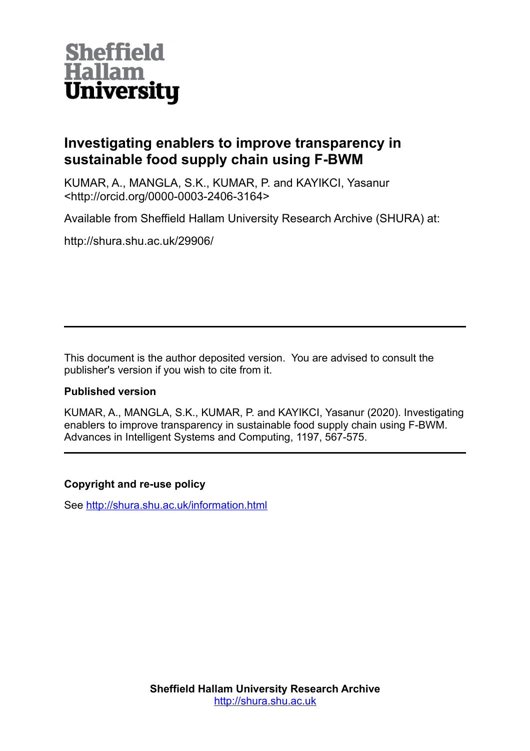**Sheffield Hallam University**

# Investigating enablers to improve transparency in sustainable food supply chain using F-BWM

KUMAR, A., MANGLA, S.K., KUMAR, P. and KAYIKCI, Yasanur <http://orcid.org/0000-0003-2406-3164>

Available from Sheffield Hallam University Research Archive (SHURA) at:

http://shura.shu.ac.uk/29906/

---

This document is the author deposited version. You are advised to consult the publisher's version if you wish to cite from it.

### Published version

KUMAR, A., MANGLA, S.K., KUMAR, P. and KAYIKCI, Yasanur (2020). Investigating enablers to improve transparency in sustainable food supply chain using F-BWM. Advances in Intelligent Systems and Computing, 1197, 567-575.

---

### Copyright and re-use policy

See http://shura.shu.ac.uk/information.html

**Sheffield Hallam University Research Archive**
http://shura.shu.ac.uk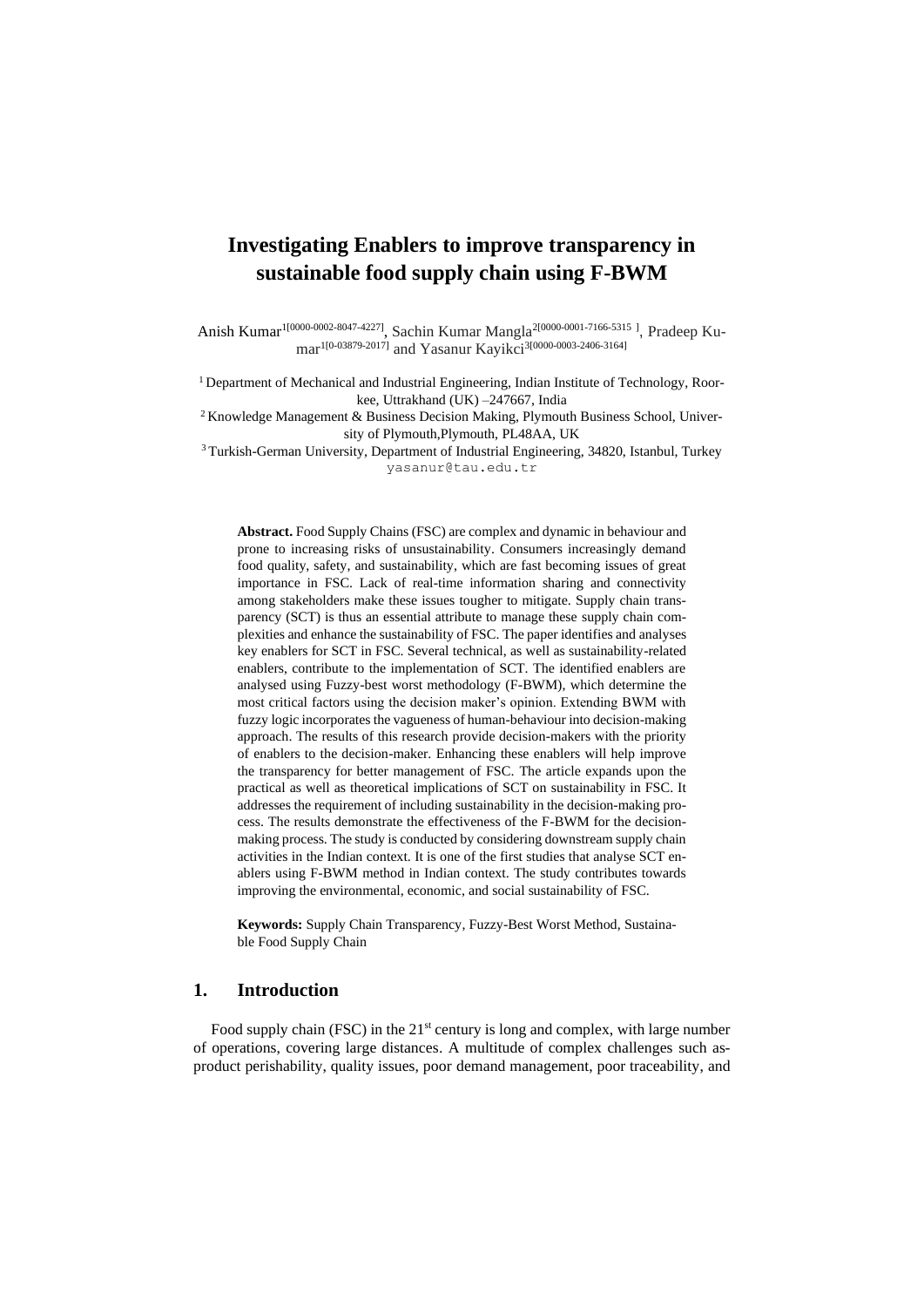# Investigating Enablers to improve transparency in sustainable food supply chain using F-BWM

Anish Kumar[1[0000-0002-8047-4227]], Sachin Kumar Mangla[2[0000-0001-7166-5315 ]], Pradeep Kumar[1[0-03879-2017]] and Yasanur Kayikci[3[0000-0003-2406-3164]]

[1] Department of Mechanical and Industrial Engineering, Indian Institute of Technology, Roorkee, Uttrakhand (UK) –247667, India

[2] Knowledge Management & Business Decision Making, Plymouth Business School, University of Plymouth,Plymouth, PL48AA, UK

[3] Turkish-German University, Department of Industrial Engineering, 34820, Istanbul, Turkey
yasanur@tau.edu.tr

**Abstract.** Food Supply Chains (FSC) are complex and dynamic in behaviour and prone to increasing risks of unsustainability. Consumers increasingly demand food quality, safety, and sustainability, which are fast becoming issues of great importance in FSC. Lack of real-time information sharing and connectivity among stakeholders make these issues tougher to mitigate. Supply chain transparency (SCT) is thus an essential attribute to manage these supply chain complexities and enhance the sustainability of FSC. The paper identifies and analyses key enablers for SCT in FSC. Several technical, as well as sustainability-related enablers, contribute to the implementation of SCT. The identified enablers are analysed using Fuzzy-best worst methodology (F-BWM), which determine the most critical factors using the decision maker's opinion. Extending BWM with fuzzy logic incorporates the vagueness of human-behaviour into decision-making approach. The results of this research provide decision-makers with the priority of enablers to the decision-maker. Enhancing these enablers will help improve the transparency for better management of FSC. The article expands upon the practical as well as theoretical implications of SCT on sustainability in FSC. It addresses the requirement of including sustainability in the decision-making process. The results demonstrate the effectiveness of the F-BWM for the decision-making process. The study is conducted by considering downstream supply chain activities in the Indian context. It is one of the first studies that analyse SCT enablers using F-BWM method in Indian context. The study contributes towards improving the environmental, economic, and social sustainability of FSC.

**Keywords:** Supply Chain Transparency, Fuzzy-Best Worst Method, Sustainable Food Supply Chain

## 1. Introduction

Food supply chain (FSC) in the 21st century is long and complex, with large number of operations, covering large distances. A multitude of complex challenges such as product perishability, quality issues, poor demand management, poor traceability, and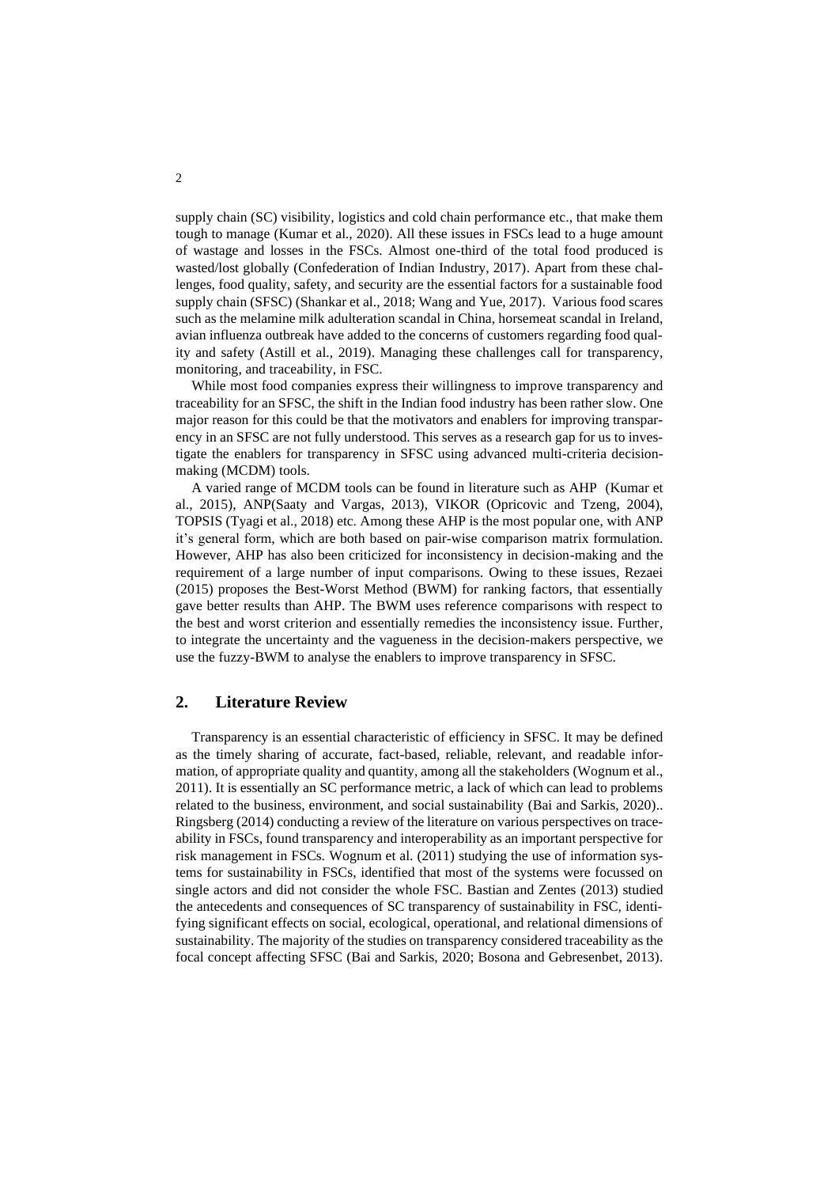supply chain (SC) visibility, logistics and cold chain performance etc., that make them tough to manage (Kumar et al., 2020). All these issues in FSCs lead to a huge amount of wastage and losses in the FSCs. Almost one-third of the total food produced is wasted/lost globally (Confederation of Indian Industry, 2017). Apart from these challenges, food quality, safety, and security are the essential factors for a sustainable food supply chain (SFSC) (Shankar et al., 2018; Wang and Yue, 2017). Various food scares such as the melamine milk adulteration scandal in China, horsemeat scandal in Ireland, avian influenza outbreak have added to the concerns of customers regarding food quality and safety (Astill et al., 2019). Managing these challenges call for transparency, monitoring, and traceability, in FSC.

While most food companies express their willingness to improve transparency and traceability for an SFSC, the shift in the Indian food industry has been rather slow. One major reason for this could be that the motivators and enablers for improving transparency in an SFSC are not fully understood. This serves as a research gap for us to investigate the enablers for transparency in SFSC using advanced multi-criteria decision-making (MCDM) tools.

A varied range of MCDM tools can be found in literature such as AHP (Kumar et al., 2015), ANP(Saaty and Vargas, 2013), VIKOR (Opricovic and Tzeng, 2004), TOPSIS (Tyagi et al., 2018) etc. Among these AHP is the most popular one, with ANP it's general form, which are both based on pair-wise comparison matrix formulation. However, AHP has also been criticized for inconsistency in decision-making and the requirement of a large number of input comparisons. Owing to these issues, Rezaei (2015) proposes the Best-Worst Method (BWM) for ranking factors, that essentially gave better results than AHP. The BWM uses reference comparisons with respect to the best and worst criterion and essentially remedies the inconsistency issue. Further, to integrate the uncertainty and the vagueness in the decision-makers perspective, we use the fuzzy-BWM to analyse the enablers to improve transparency in SFSC.

## 2. Literature Review

Transparency is an essential characteristic of efficiency in SFSC. It may be defined as the timely sharing of accurate, fact-based, reliable, relevant, and readable information, of appropriate quality and quantity, among all the stakeholders (Wognum et al., 2011). It is essentially an SC performance metric, a lack of which can lead to problems related to the business, environment, and social sustainability (Bai and Sarkis, 2020).. Ringsberg (2014) conducting a review of the literature on various perspectives on traceability in FSCs, found transparency and interoperability as an important perspective for risk management in FSCs. Wognum et al. (2011) studying the use of information systems for sustainability in FSCs, identified that most of the systems were focussed on single actors and did not consider the whole FSC. Bastian and Zentes (2013) studied the antecedents and consequences of SC transparency of sustainability in FSC, identifying significant effects on social, ecological, operational, and relational dimensions of sustainability. The majority of the studies on transparency considered traceability as the focal concept affecting SFSC (Bai and Sarkis, 2020; Bosona and Gebresenbet, 2013).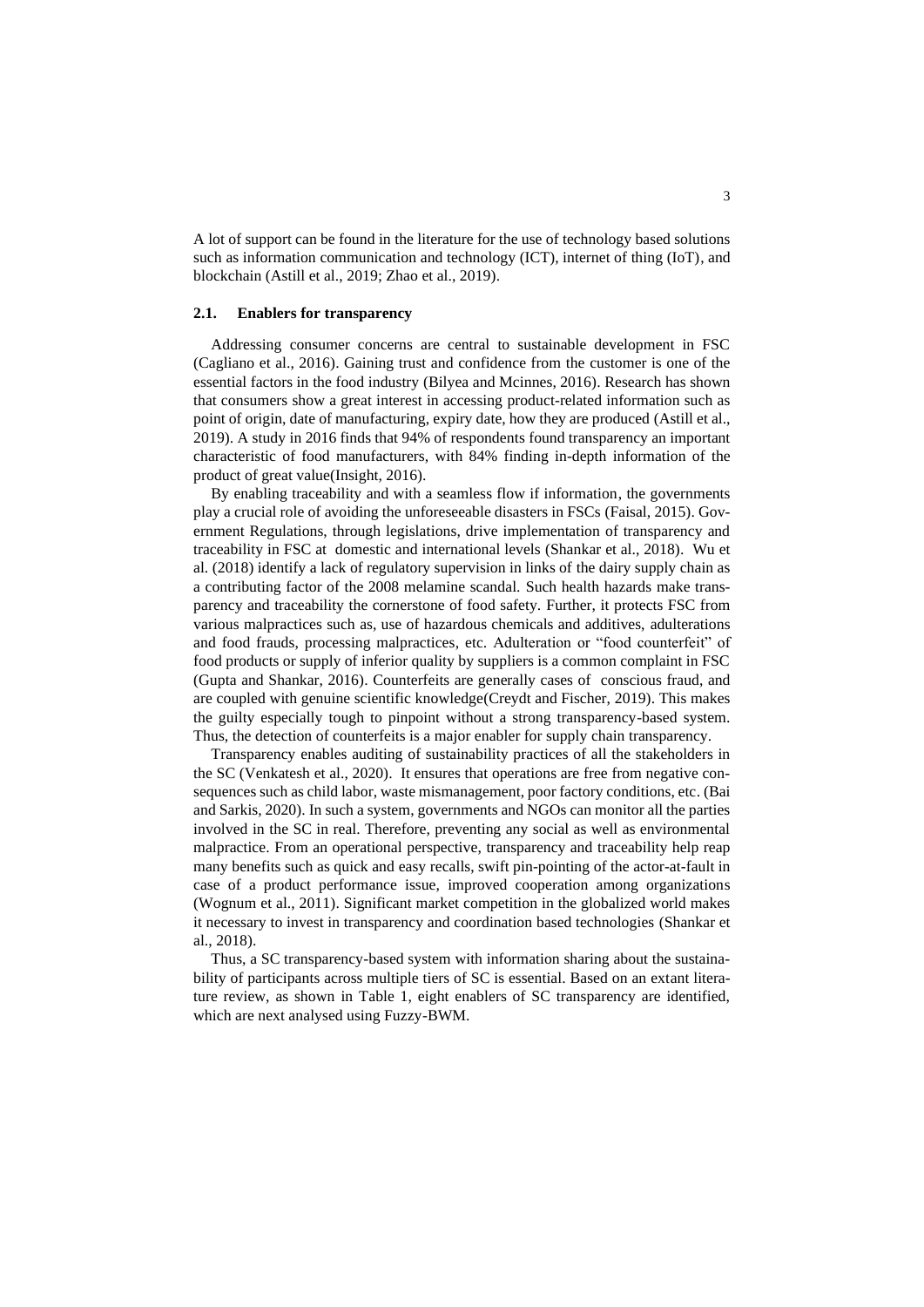A lot of support can be found in the literature for the use of technology based solutions such as information communication and technology (ICT), internet of thing (IoT), and blockchain (Astill et al., 2019; Zhao et al., 2019).

### 2.1. Enablers for transparency

Addressing consumer concerns are central to sustainable development in FSC (Cagliano et al., 2016). Gaining trust and confidence from the customer is one of the essential factors in the food industry (Bilyea and Mcinnes, 2016). Research has shown that consumers show a great interest in accessing product-related information such as point of origin, date of manufacturing, expiry date, how they are produced (Astill et al., 2019). A study in 2016 finds that 94% of respondents found transparency an important characteristic of food manufacturers, with 84% finding in-depth information of the product of great value(Insight, 2016).

By enabling traceability and with a seamless flow if information, the governments play a crucial role of avoiding the unforeseeable disasters in FSCs (Faisal, 2015). Government Regulations, through legislations, drive implementation of transparency and traceability in FSC at domestic and international levels (Shankar et al., 2018). Wu et al. (2018) identify a lack of regulatory supervision in links of the dairy supply chain as a contributing factor of the 2008 melamine scandal. Such health hazards make transparency and traceability the cornerstone of food safety. Further, it protects FSC from various malpractices such as, use of hazardous chemicals and additives, adulterations and food frauds, processing malpractices, etc. Adulteration or "food counterfeit" of food products or supply of inferior quality by suppliers is a common complaint in FSC (Gupta and Shankar, 2016). Counterfeits are generally cases of conscious fraud, and are coupled with genuine scientific knowledge(Creydt and Fischer, 2019). This makes the guilty especially tough to pinpoint without a strong transparency-based system. Thus, the detection of counterfeits is a major enabler for supply chain transparency.

Transparency enables auditing of sustainability practices of all the stakeholders in the SC (Venkatesh et al., 2020). It ensures that operations are free from negative consequences such as child labor, waste mismanagement, poor factory conditions, etc. (Bai and Sarkis, 2020). In such a system, governments and NGOs can monitor all the parties involved in the SC in real. Therefore, preventing any social as well as environmental malpractice. From an operational perspective, transparency and traceability help reap many benefits such as quick and easy recalls, swift pin-pointing of the actor-at-fault in case of a product performance issue, improved cooperation among organizations (Wognum et al., 2011). Significant market competition in the globalized world makes it necessary to invest in transparency and coordination based technologies (Shankar et al., 2018).

Thus, a SC transparency-based system with information sharing about the sustainability of participants across multiple tiers of SC is essential. Based on an extant literature review, as shown in Table 1, eight enablers of SC transparency are identified, which are next analysed using Fuzzy-BWM.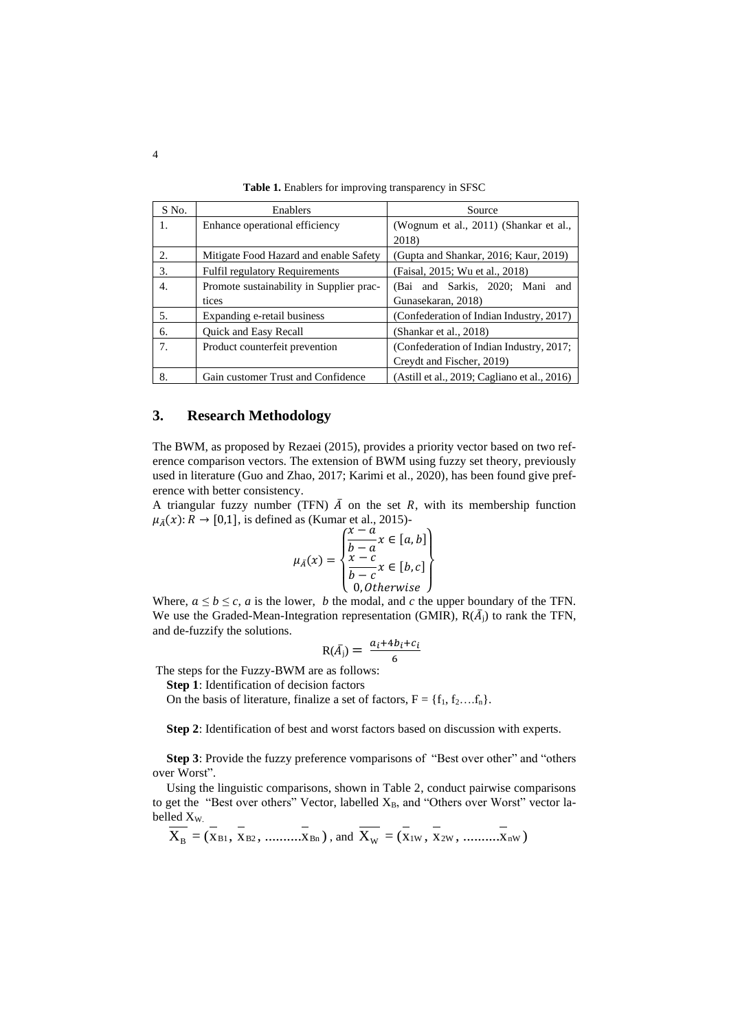**Table 1.** Enablers for improving transparency in SFSC

| S No. | Enablers | Source |
|---|---|---|
| 1. | Enhance operational efficiency | (Wognum et al., 2011) (Shankar et al., 2018) |
| 2. | Mitigate Food Hazard and enable Safety | (Gupta and Shankar, 2016; Kaur, 2019) |
| 3. | Fulfil regulatory Requirements | (Faisal, 2015; Wu et al., 2018) |
| 4. | Promote sustainability in Supplier practices | (Bai and Sarkis, 2020; Mani and Gunasekaran, 2018) |
| 5. | Expanding e-retail business | (Confederation of Indian Industry, 2017) |
| 6. | Quick and Easy Recall | (Shankar et al., 2018) |
| 7. | Product counterfeit prevention | (Confederation of Indian Industry, 2017; Creydt and Fischer, 2019) |
| 8. | Gain customer Trust and Confidence | (Astill et al., 2019; Cagliano et al., 2016) |

## 3. Research Methodology

The BWM, as proposed by Rezaei (2015), provides a priority vector based on two reference comparison vectors. The extension of BWM using fuzzy set theory, previously used in literature (Guo and Zhao, 2017; Karimi et al., 2020), has been found give preference with better consistency.

A triangular fuzzy number (TFN) $\bar{A}$ on the set $R$, with its membership function $\mu_{\bar{A}}(x): R \rightarrow [0,1]$, is defined as (Kumar et al., 2015)-

$$\mu_{\bar{A}}(x) = \begin{Bmatrix} \dfrac{x-a}{b-a} x \in [a,b] \\ \dfrac{x-c}{b-c} x \in [b,c] \\ 0, Otherwise \end{Bmatrix}$$

Where, $a \leq b \leq c$, $a$ is the lower, $b$ the modal, and $c$ the upper boundary of the TFN. We use the Graded-Mean-Integration representation (GMIR), $R(\bar{A}_j)$ to rank the TFN, and de-fuzzify the solutions.

$$R(\bar{A}_j) = \frac{a_i + 4b_i + c_i}{6}$$

The steps for the Fuzzy-BWM are as follows:

**Step 1**: Identification of decision factors

On the basis of literature, finalize a set of factors, $F = \{f_1, f_2 \ldots . f_n\}$.

**Step 2**: Identification of best and worst factors based on discussion with experts.

**Step 3**: Provide the fuzzy preference vomparisons of "Best over other" and "others over Worst".

Using the linguistic comparisons, shown in Table 2, conduct pairwise comparisons to get the "Best over others" Vector, labelled $X_B$, and "Others over Worst" vector labelled $X_W$.

$$\overline{X_B} = (\bar{x}_{B1}, \bar{x}_{B2}, \ldots\ldots\ldots.\bar{x}_{Bn}), \text{ and } \overline{X_W} = (\bar{x}_{1W}, \bar{x}_{2W}, \ldots\ldots\ldots.\bar{x}_{nW})$$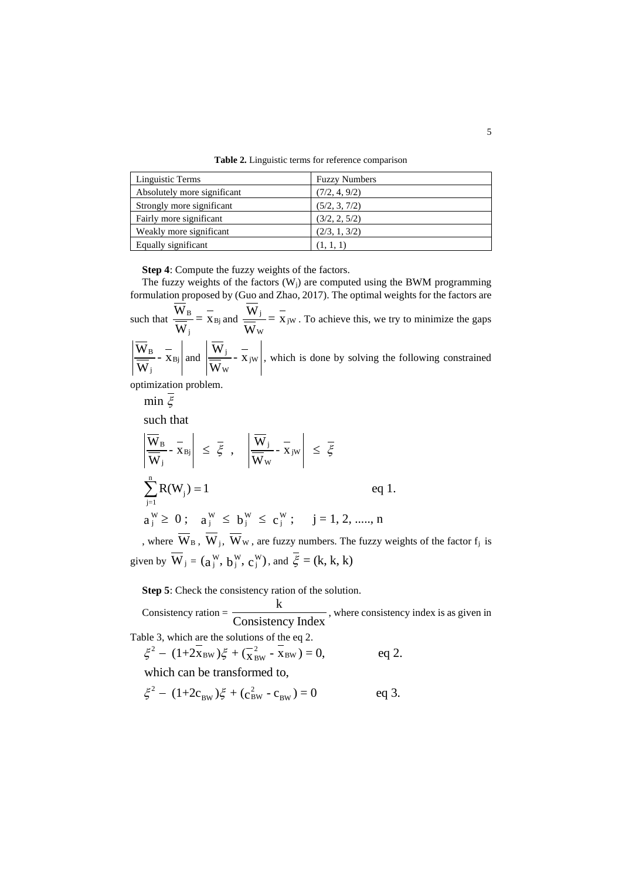**Table 2.** Linguistic terms for reference comparison

| Linguistic Terms | Fuzzy Numbers |
|---|---|
| Absolutely more significant | (7/2, 4, 9/2) |
| Strongly more significant | (5/2, 3, 7/2) |
| Fairly more significant | (3/2, 2, 5/2) |
| Weakly more significant | (2/3, 1, 3/2) |
| Equally significant | (1, 1, 1) |

**Step 4**: Compute the fuzzy weights of the factors.

The fuzzy weights of the factors ($W_j$) are computed using the BWM programming formulation proposed by (Guo and Zhao, 2017). The optimal weights for the factors are such that $\frac{\overline{W}_B}{\overline{W}_j} = \overline{x}_{Bj}$ and $\frac{\overline{W}_j}{\overline{W}_W} = \overline{x}_{jW}$. To achieve this, we try to minimize the gaps $\left|\frac{\overline{W}_B}{\overline{W}_j} - \overline{x}_{Bj}\right|$ and $\left|\frac{\overline{W}_j}{\overline{W}_W} - \overline{x}_{jW}\right|$, which is done by solving the following constrained optimization problem.

$$\min \overline{\xi}$$

such that

$$\left|\frac{\overline{W}_B}{\overline{W}_j} - \overline{x}_{Bj}\right| \leq \overline{\xi} \ , \quad \left|\frac{\overline{W}_j}{\overline{W}_W} - \overline{x}_{jW}\right| \leq \overline{\xi}$$

$$\sum_{j=1}^{n} R(W_j) = 1 \qquad \text{eq 1.}$$

$$a_j^W \geq 0 \ ; \quad a_j^W \leq b_j^W \leq c_j^W \ ; \quad j = 1, 2, \ldots, n$$

, where $\overline{W}_B$, $\overline{W}_j$, $\overline{W}_W$, are fuzzy numbers. The fuzzy weights of the factor $f_j$ is given by $\overline{W}_j = (a_j^W, b_j^W, c_j^W)$, and $\overline{\xi} = (k, k, k)$

**Step 5**: Check the consistency ration of the solution.

Consistency ration = $\frac{k}{\text{Consistency Index}}$, where consistency index is as given in Table 3, which are the solutions of the eq 2.

$$\xi^2 - (1+2\overline{x}_{BW})\xi + (\overline{x}_{BW}^2 - \overline{x}_{BW}) = 0, \qquad \text{eq 2.}$$

which can be transformed to,

$$\xi^2 - (1+2c_{BW})\xi + (c_{BW}^2 - c_{BW}) = 0 \qquad \text{eq 3.}$$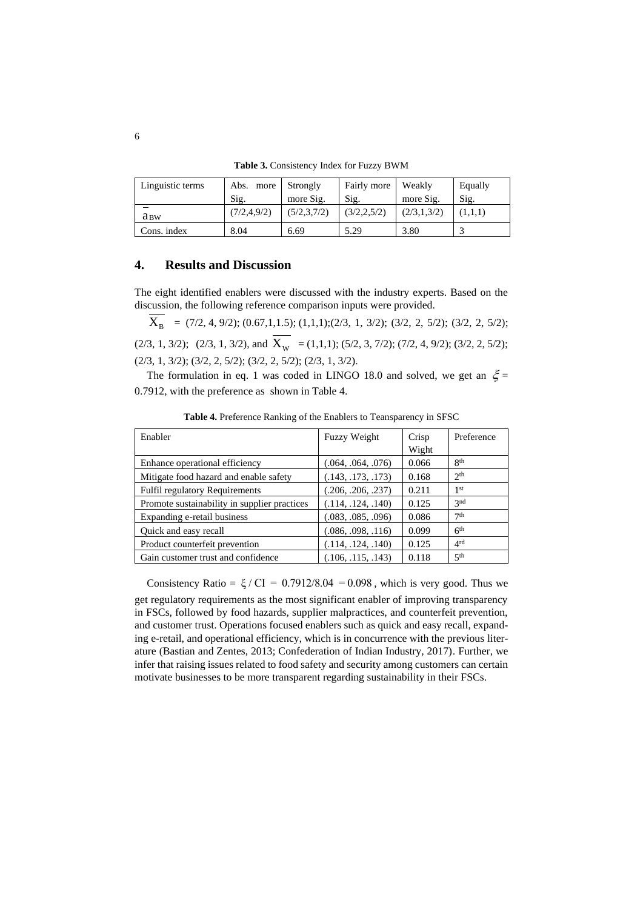**Table 3.** Consistency Index for Fuzzy BWM

| Linguistic terms | Abs. more Sig. | Strongly more Sig. | Fairly more Sig. | Weakly more Sig. | Equally Sig. |
|---|---|---|---|---|---|
| $\bar{a}_{BW}$ | (7/2,4,9/2) | (5/2,3,7/2) | (3/2,2,5/2) | (2/3,1,3/2) | (1,1,1) |
| Cons. index | 8.04 | 6.69 | 5.29 | 3.80 | 3 |

## 4. Results and Discussion

The eight identified enablers were discussed with the industry experts. Based on the discussion, the following reference comparison inputs were provided.

$\overline{X_B}$ = (7/2, 4, 9/2); (0.67,1,1.5); (1,1,1);(2/3, 1, 3/2); (3/2, 2, 5/2); (3/2, 2, 5/2); (2/3, 1, 3/2); (2/3, 1, 3/2), and $\overline{X_W}$ = (1,1,1); (5/2, 3, 7/2); (7/2, 4, 9/2); (3/2, 2, 5/2); (2/3, 1, 3/2); (3/2, 2, 5/2); (3/2, 2, 5/2); (2/3, 1, 3/2).

The formulation in eq. 1 was coded in LINGO 18.0 and solved, we get an $\xi$ = 0.7912, with the preference as shown in Table 4.

**Table 4.** Preference Ranking of the Enablers to Teansparency in SFSC

| Enabler | Fuzzy Weight | Crisp Wight | Preference |
|---|---|---|---|
| Enhance operational efficiency | (.064, .064, .076) | 0.066 | 8th |
| Mitigate food hazard and enable safety | (.143, .173, .173) | 0.168 | 2th |
| Fulfil regulatory Requirements | (.206, .206, .237) | 0.211 | 1st |
| Promote sustainability in supplier practices | (.114, .124, .140) | 0.125 | 3nd |
| Expanding e-retail business | (.083, .085, .096) | 0.086 | 7th |
| Quick and easy recall | (.086, .098, .116) | 0.099 | 6th |
| Product counterfeit prevention | (.114, .124, .140) | 0.125 | 4rd |
| Gain customer trust and confidence | (.106, .115, .143) | 0.118 | 5th |

Consistency Ratio = $\xi / \mathrm{CI} = 0.7912/8.04 = 0.098$, which is very good. Thus we get regulatory requirements as the most significant enabler of improving transparency in FSCs, followed by food hazards, supplier malpractices, and counterfeit prevention, and customer trust. Operations focused enablers such as quick and easy recall, expanding e-retail, and operational efficiency, which is in concurrence with the previous literature (Bastian and Zentes, 2013; Confederation of Indian Industry, 2017). Further, we infer that raising issues related to food safety and security among customers can certain motivate businesses to be more transparent regarding sustainability in their FSCs.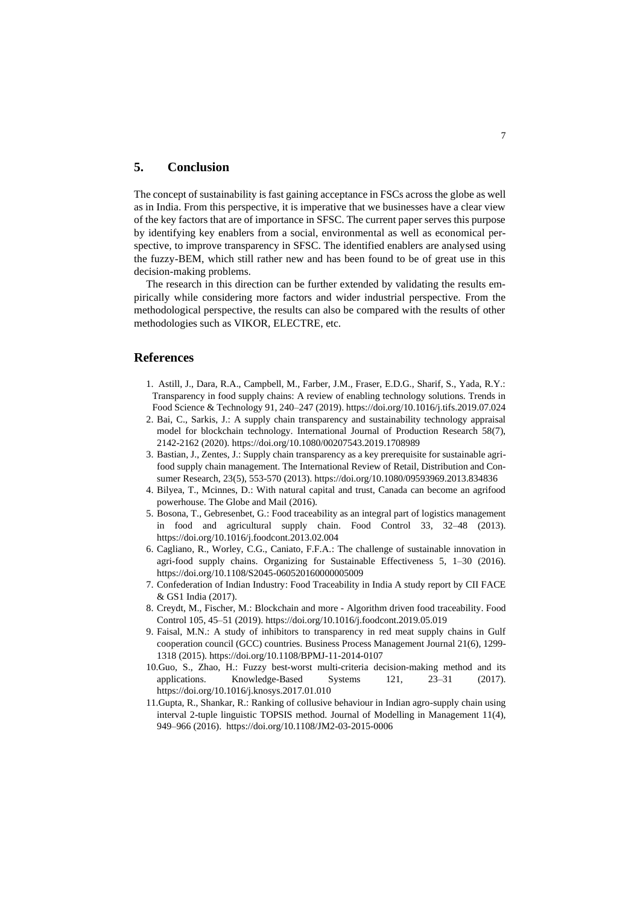## 5. Conclusion

The concept of sustainability is fast gaining acceptance in FSCs across the globe as well as in India. From this perspective, it is imperative that we businesses have a clear view of the key factors that are of importance in SFSC. The current paper serves this purpose by identifying key enablers from a social, environmental as well as economical perspective, to improve transparency in SFSC. The identified enablers are analysed using the fuzzy-BEM, which still rather new and has been found to be of great use in this decision-making problems.

The research in this direction can be further extended by validating the results empirically while considering more factors and wider industrial perspective. From the methodological perspective, the results can also be compared with the results of other methodologies such as VIKOR, ELECTRE, etc.

## References

1. Astill, J., Dara, R.A., Campbell, M., Farber, J.M., Fraser, E.D.G., Sharif, S., Yada, R.Y.: Transparency in food supply chains: A review of enabling technology solutions. Trends in Food Science & Technology 91, 240–247 (2019). https://doi.org/10.1016/j.tifs.2019.07.024
2. Bai, C., Sarkis, J.: A supply chain transparency and sustainability technology appraisal model for blockchain technology. International Journal of Production Research 58(7), 2142-2162 (2020). https://doi.org/10.1080/00207543.2019.1708989
3. Bastian, J., Zentes, J.: Supply chain transparency as a key prerequisite for sustainable agri-food supply chain management. The International Review of Retail, Distribution and Consumer Research, 23(5), 553-570 (2013). https://doi.org/10.1080/09593969.2013.834836
4. Bilyea, T., Mcinnes, D.: With natural capital and trust, Canada can become an agrifood powerhouse. The Globe and Mail (2016).
5. Bosona, T., Gebresenbet, G.: Food traceability as an integral part of logistics management in food and agricultural supply chain. Food Control 33, 32–48 (2013). https://doi.org/10.1016/j.foodcont.2013.02.004
6. Cagliano, R., Worley, C.G., Caniato, F.F.A.: The challenge of sustainable innovation in agri-food supply chains. Organizing for Sustainable Effectiveness 5, 1–30 (2016). https://doi.org/10.1108/S2045-060520160000005009
7. Confederation of Indian Industry: Food Traceability in India A study report by CII FACE & GS1 India (2017).
8. Creydt, M., Fischer, M.: Blockchain and more - Algorithm driven food traceability. Food Control 105, 45–51 (2019). https://doi.org/10.1016/j.foodcont.2019.05.019
9. Faisal, M.N.: A study of inhibitors to transparency in red meat supply chains in Gulf cooperation council (GCC) countries. Business Process Management Journal 21(6), 1299-1318 (2015). https://doi.org/10.1108/BPMJ-11-2014-0107
10. Guo, S., Zhao, H.: Fuzzy best-worst multi-criteria decision-making method and its applications. Knowledge-Based Systems 121, 23–31 (2017). https://doi.org/10.1016/j.knosys.2017.01.010
11. Gupta, R., Shankar, R.: Ranking of collusive behaviour in Indian agro-supply chain using interval 2-tuple linguistic TOPSIS method. Journal of Modelling in Management 11(4), 949–966 (2016). https://doi.org/10.1108/JM2-03-2015-0006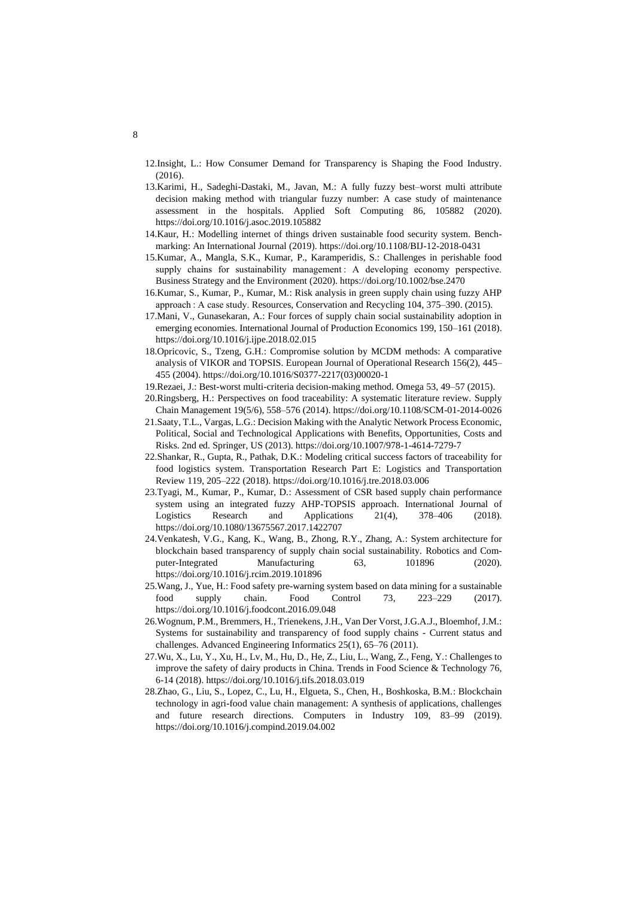12. Insight, L.: How Consumer Demand for Transparency is Shaping the Food Industry. (2016).
13. Karimi, H., Sadeghi-Dastaki, M., Javan, M.: A fully fuzzy best–worst multi attribute decision making method with triangular fuzzy number: A case study of maintenance assessment in the hospitals. Applied Soft Computing 86, 105882 (2020). https://doi.org/10.1016/j.asoc.2019.105882
14. Kaur, H.: Modelling internet of things driven sustainable food security system. Benchmarking: An International Journal (2019). https://doi.org/10.1108/BIJ-12-2018-0431
15. Kumar, A., Mangla, S.K., Kumar, P., Karamperidis, S.: Challenges in perishable food supply chains for sustainability management : A developing economy perspective. Business Strategy and the Environment (2020). https://doi.org/10.1002/bse.2470
16. Kumar, S., Kumar, P., Kumar, M.: Risk analysis in green supply chain using fuzzy AHP approach : A case study. Resources, Conservation and Recycling 104, 375–390. (2015).
17. Mani, V., Gunasekaran, A.: Four forces of supply chain social sustainability adoption in emerging economies. International Journal of Production Economics 199, 150–161 (2018). https://doi.org/10.1016/j.ijpe.2018.02.015
18. Opricovic, S., Tzeng, G.H.: Compromise solution by MCDM methods: A comparative analysis of VIKOR and TOPSIS. European Journal of Operational Research 156(2), 445–455 (2004). https://doi.org/10.1016/S0377-2217(03)00020-1
19. Rezaei, J.: Best-worst multi-criteria decision-making method. Omega 53, 49–57 (2015).
20. Ringsberg, H.: Perspectives on food traceability: A systematic literature review. Supply Chain Management 19(5/6), 558–576 (2014). https://doi.org/10.1108/SCM-01-2014-0026
21. Saaty, T.L., Vargas, L.G.: Decision Making with the Analytic Network Process Economic, Political, Social and Technological Applications with Benefits, Opportunities, Costs and Risks. 2nd ed. Springer, US (2013). https://doi.org/10.1007/978-1-4614-7279-7
22. Shankar, R., Gupta, R., Pathak, D.K.: Modeling critical success factors of traceability for food logistics system. Transportation Research Part E: Logistics and Transportation Review 119, 205–222 (2018). https://doi.org/10.1016/j.tre.2018.03.006
23. Tyagi, M., Kumar, P., Kumar, D.: Assessment of CSR based supply chain performance system using an integrated fuzzy AHP-TOPSIS approach. International Journal of Logistics Research and Applications 21(4), 378–406 (2018). https://doi.org/10.1080/13675567.2017.1422707
24. Venkatesh, V.G., Kang, K., Wang, B., Zhong, R.Y., Zhang, A.: System architecture for blockchain based transparency of supply chain social sustainability. Robotics and Computer-Integrated Manufacturing 63, 101896 (2020). https://doi.org/10.1016/j.rcim.2019.101896
25. Wang, J., Yue, H.: Food safety pre-warning system based on data mining for a sustainable food supply chain. Food Control 73, 223–229 (2017). https://doi.org/10.1016/j.foodcont.2016.09.048
26. Wognum, P.M., Bremmers, H., Trienekens, J.H., Van Der Vorst, J.G.A.J., Bloemhof, J.M.: Systems for sustainability and transparency of food supply chains - Current status and challenges. Advanced Engineering Informatics 25(1), 65–76 (2011).
27. Wu, X., Lu, Y., Xu, H., Lv, M., Hu, D., He, Z., Liu, L., Wang, Z., Feng, Y.: Challenges to improve the safety of dairy products in China. Trends in Food Science & Technology 76, 6-14 (2018). https://doi.org/10.1016/j.tifs.2018.03.019
28. Zhao, G., Liu, S., Lopez, C., Lu, H., Elgueta, S., Chen, H., Boshkoska, B.M.: Blockchain technology in agri-food value chain management: A synthesis of applications, challenges and future research directions. Computers in Industry 109, 83–99 (2019). https://doi.org/10.1016/j.compind.2019.04.002